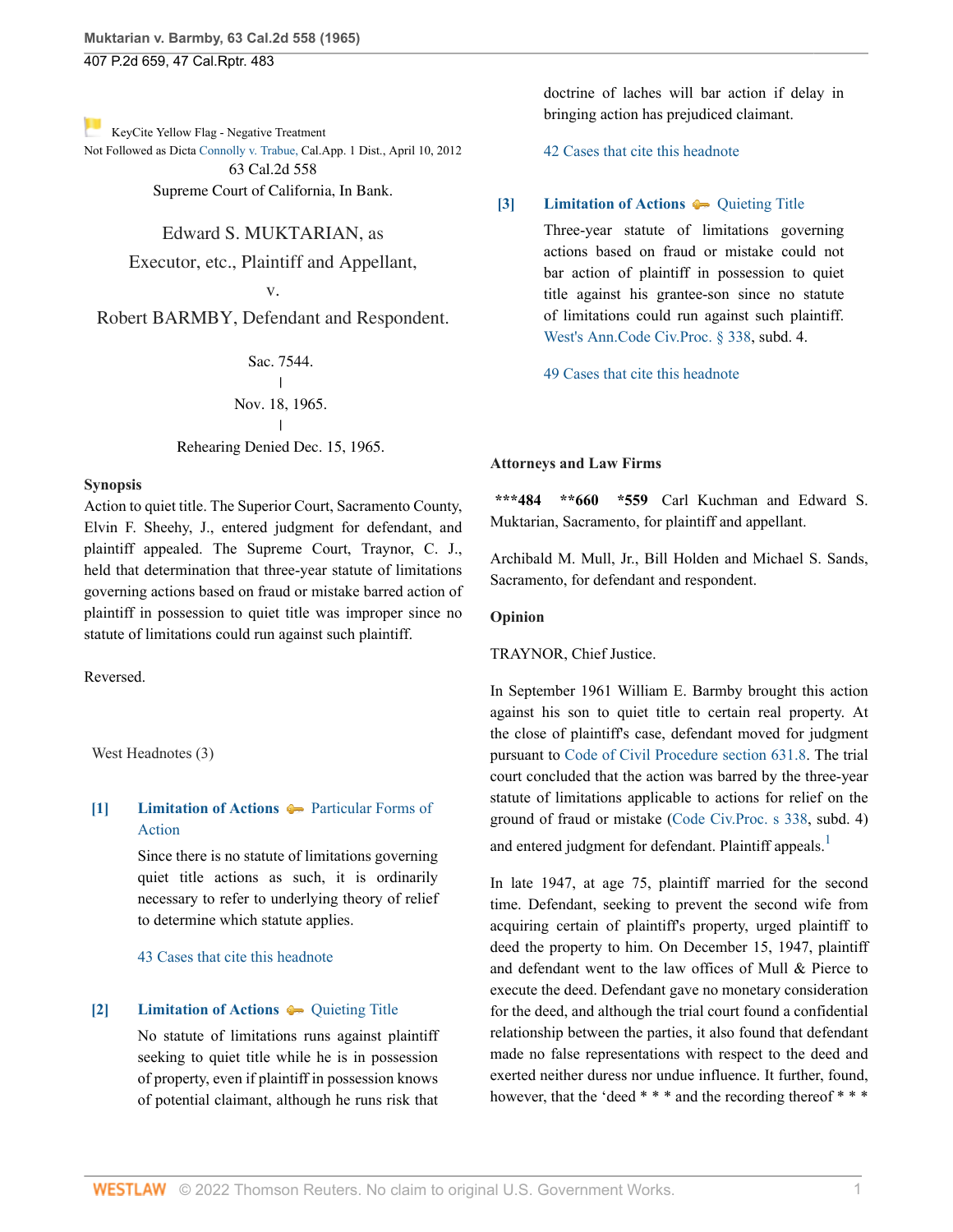KeyCite Yellow Flag - Negative Treatment
Not Followed as Dicta Connolly v. Trabue, Cal.App. 1 Dist., April 10, 2012

63 Cal.2d 558
Supreme Court of California, In Bank.

Edward S. MUKTARIAN, as Executor, etc., Plaintiff and Appellant,
v.
Robert BARMBY, Defendant and Respondent.

Sac. 7544.
|
Nov. 18, 1965.
|
Rehearing Denied Dec. 15, 1965.

**Synopsis**

Action to quiet title. The Superior Court, Sacramento County, Elvin F. Sheehy, J., entered judgment for defendant, and plaintiff appealed. The Supreme Court, Traynor, C. J., held that determination that three-year statute of limitations governing actions based on fraud or mistake barred action of plaintiff in possession to quiet title was improper since no statute of limitations could run against such plaintiff.

Reversed.

West Headnotes (3)

**[1]** **Limitation of Actions** Particular Forms of Action

Since there is no statute of limitations governing quiet title actions as such, it is ordinarily necessary to refer to underlying theory of relief to determine which statute applies.

43 Cases that cite this headnote

**[2]** **Limitation of Actions** Quieting Title

No statute of limitations runs against plaintiff seeking to quiet title while he is in possession of property, even if plaintiff in possession knows of potential claimant, although he runs risk that doctrine of laches will bar action if delay in bringing action has prejudiced claimant.

42 Cases that cite this headnote

**[3]** **Limitation of Actions** Quieting Title

Three-year statute of limitations governing actions based on fraud or mistake could not bar action of plaintiff in possession to quiet title against his grantee-son since no statute of limitations could run against such plaintiff. West's Ann.Code Civ.Proc. § 338, subd. 4.

49 Cases that cite this headnote

**Attorneys and Law Firms**

**\*\*\*484** **\*\*660** **\*559** Carl Kuchman and Edward S. Muktarian, Sacramento, for plaintiff and appellant.

Archibald M. Mull, Jr., Bill Holden and Michael S. Sands, Sacramento, for defendant and respondent.

**Opinion**

TRAYNOR, Chief Justice.

In September 1961 William E. Barmby brought this action against his son to quiet title to certain real property. At the close of plaintiff's case, defendant moved for judgment pursuant to Code of Civil Procedure section 631.8. The trial court concluded that the action was barred by the three-year statute of limitations applicable to actions for relief on the ground of fraud or mistake (Code Civ.Proc. s 338, subd. 4) and entered judgment for defendant. Plaintiff appeals.[1]

In late 1947, at age 75, plaintiff married for the second time. Defendant, seeking to prevent the second wife from acquiring certain of plaintiff's property, urged plaintiff to deed the property to him. On December 15, 1947, plaintiff and defendant went to the law offices of Mull & Pierce to execute the deed. Defendant gave no monetary consideration for the deed, and although the trial court found a confidential relationship between the parties, it also found that defendant made no false representations with respect to the deed and exerted neither duress nor undue influence. It further, found, however, that the 'deed * * * and the recording thereof * * *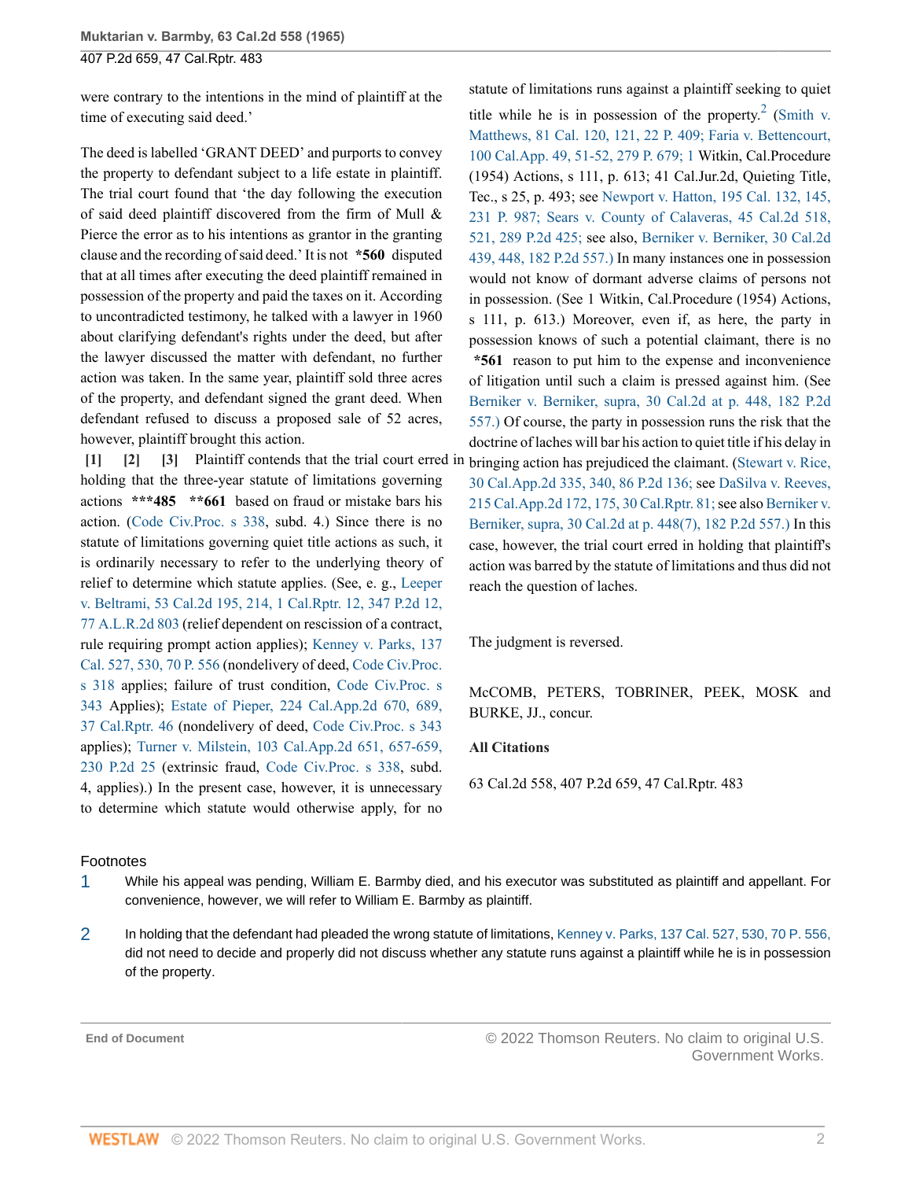were contrary to the intentions in the mind of plaintiff at the time of executing said deed.'

The deed is labelled 'GRANT DEED' and purports to convey the property to defendant subject to a life estate in plaintiff. The trial court found that 'the day following the execution of said deed plaintiff discovered from the firm of Mull & Pierce the error as to his intentions as grantor in the granting clause and the recording of said deed.' It is not **\*560** disputed that at all times after executing the deed plaintiff remained in possession of the property and paid the taxes on it. According to uncontradicted testimony, he talked with a lawyer in 1960 about clarifying defendant's rights under the deed, but after the lawyer discussed the matter with defendant, no further action was taken. In the same year, plaintiff sold three acres of the property, and defendant signed the grant deed. When defendant refused to discuss a proposed sale of 52 acres, however, plaintiff brought this action.

**[1] [2] [3]** Plaintiff contends that the trial court erred in holding that the three-year statute of limitations governing actions **\*\*\*485 \*\*661** based on fraud or mistake bars his action. (Code Civ.Proc. s 338, subd. 4.) Since there is no statute of limitations governing quiet title actions as such, it is ordinarily necessary to refer to the underlying theory of relief to determine which statute applies. (See, e. g., Leeper v. Beltrami, 53 Cal.2d 195, 214, 1 Cal.Rptr. 12, 347 P.2d 12, 77 A.L.R.2d 803 (relief dependent on rescission of a contract, rule requiring prompt action applies); Kenney v. Parks, 137 Cal. 527, 530, 70 P. 556 (nondelivery of deed, Code Civ.Proc. s 318 applies; failure of trust condition, Code Civ.Proc. s 343 Applies); Estate of Pieper, 224 Cal.App.2d 670, 689, 37 Cal.Rptr. 46 (nondelivery of deed, Code Civ.Proc. s 343 applies); Turner v. Milstein, 103 Cal.App.2d 651, 657-659, 230 P.2d 25 (extrinsic fraud, Code Civ.Proc. s 338, subd. 4, applies).) In the present case, however, it is unnecessary to determine which statute would otherwise apply, for no statute of limitations runs against a plaintiff seeking to quiet title while he is in possession of the property.[2] (Smith v. Matthews, 81 Cal. 120, 121, 22 P. 409; Faria v. Bettencourt, 100 Cal.App. 49, 51-52, 279 P. 679; 1 Witkin, Cal.Procedure (1954) Actions, s 111, p. 613; 41 Cal.Jur.2d, Quieting Title, Tec., s 25, p. 493; see Newport v. Hatton, 195 Cal. 132, 145, 231 P. 987; Sears v. County of Calaveras, 45 Cal.2d 518, 521, 289 P.2d 425; see also, Berniker v. Berniker, 30 Cal.2d 439, 448, 182 P.2d 557.) In many instances one in possession would not know of dormant adverse claims of persons not in possession. (See 1 Witkin, Cal.Procedure (1954) Actions, s 111, p. 613.) Moreover, even if, as here, the party in possession knows of such a potential claimant, there is no **\*561** reason to put him to the expense and inconvenience of litigation until such a claim is pressed against him. (See Berniker v. Berniker, supra, 30 Cal.2d at p. 448, 182 P.2d 557.) Of course, the party in possession runs the risk that the doctrine of laches will bar his action to quiet title if his delay in bringing action has prejudiced the claimant. (Stewart v. Rice, 30 Cal.App.2d 335, 340, 86 P.2d 136; see DaSilva v. Reeves, 215 Cal.App.2d 172, 175, 30 Cal.Rptr. 81; see also Berniker v. Berniker, supra, 30 Cal.2d at p. 448(7), 182 P.2d 557.) In this case, however, the trial court erred in holding that plaintiff's action was barred by the statute of limitations and thus did not reach the question of laches.

The judgment is reversed.

McCOMB, PETERS, TOBRINER, PEEK, MOSK and BURKE, JJ., concur.

**All Citations**

63 Cal.2d 558, 407 P.2d 659, 47 Cal.Rptr. 483

## Footnotes

1. While his appeal was pending, William E. Barmby died, and his executor was substituted as plaintiff and appellant. For convenience, however, we will refer to William E. Barmby as plaintiff.

2. In holding that the defendant had pleaded the wrong statute of limitations, Kenney v. Parks, 137 Cal. 527, 530, 70 P. 556, did not need to decide and properly did not discuss whether any statute runs against a plaintiff while he is in possession of the property.

End of Document © 2022 Thomson Reuters. No claim to original U.S. Government Works.